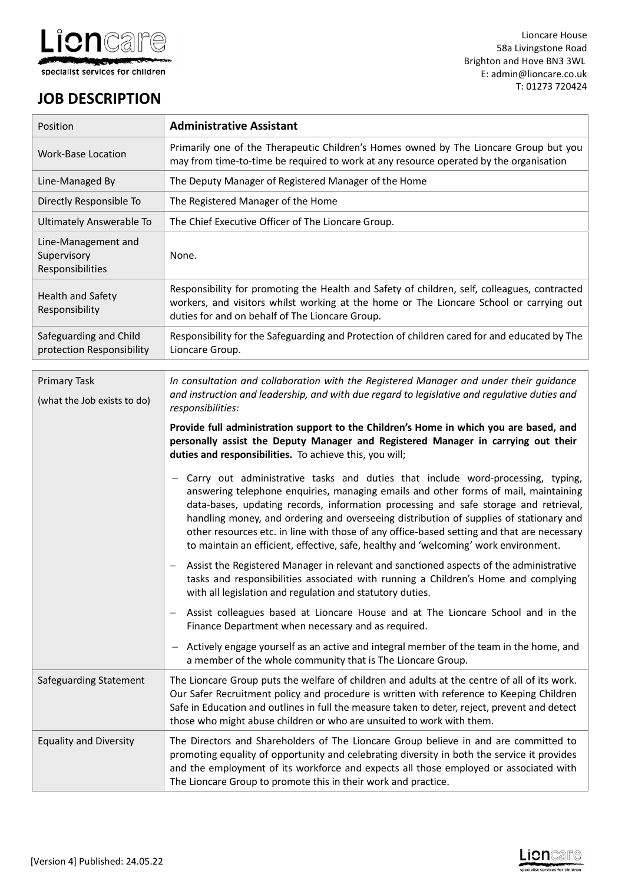Lioncare House
58a Livingstone Road
Brighton and Hove BN3 3WL
E: admin@lioncare.co.uk
T: 01273 720424

# JOB DESCRIPTION

| Position | **Administrative Assistant** |
|---|---|
| Work-Base Location | Primarily one of the Therapeutic Children's Homes owned by The Lioncare Group but you may from time-to-time be required to work at any resource operated by the organisation |
| Line-Managed By | The Deputy Manager of Registered Manager of the Home |
| Directly Responsible To | The Registered Manager of the Home |
| Ultimately Answerable To | The Chief Executive Officer of The Lioncare Group. |
| Line-Management and Supervisory Responsibilities | None. |
| Health and Safety Responsibility | Responsibility for promoting the Health and Safety of children, self, colleagues, contracted workers, and visitors whilst working at the home or The Lioncare School or carrying out duties for and on behalf of The Lioncare Group. |
| Safeguarding and Child protection Responsibility | Responsibility for the Safeguarding and Protection of children cared for and educated by The Lioncare Group. |

| Primary Task (what the Job exists to do) | *In consultation and collaboration with the Registered Manager and under their guidance and instruction and leadership, and with due regard to legislative and regulative duties and responsibilities:* **Provide full administration support to the Children's Home in which you are based, and personally assist the Deputy Manager and Registered Manager in carrying out their duties and responsibilities.** To achieve this, you will; – Carry out administrative tasks and duties that include word-processing, typing, answering telephone enquiries, managing emails and other forms of mail, maintaining data-bases, updating records, information processing and safe storage and retrieval, handling money, and ordering and overseeing distribution of supplies of stationary and other resources etc. in line with those of any office-based setting and that are necessary to maintain an efficient, effective, safe, healthy and 'welcoming' work environment. – Assist the Registered Manager in relevant and sanctioned aspects of the administrative tasks and responsibilities associated with running a Children's Home and complying with all legislation and regulation and statutory duties. – Assist colleagues based at Lioncare House and at The Lioncare School and in the Finance Department when necessary and as required. – Actively engage yourself as an active and integral member of the team in the home, and a member of the whole community that is The Lioncare Group. |
|---|---|
| Safeguarding Statement | The Lioncare Group puts the welfare of children and adults at the centre of all of its work. Our Safer Recruitment policy and procedure is written with reference to Keeping Children Safe in Education and outlines in full the measure taken to deter, reject, prevent and detect those who might abuse children or who are unsuited to work with them. |
| Equality and Diversity | The Directors and Shareholders of The Lioncare Group believe in and are committed to promoting equality of opportunity and celebrating diversity in both the service it provides and the employment of its workforce and expects all those employed or associated with The Lioncare Group to promote this in their work and practice. |

[Version 4] Published: 24.05.22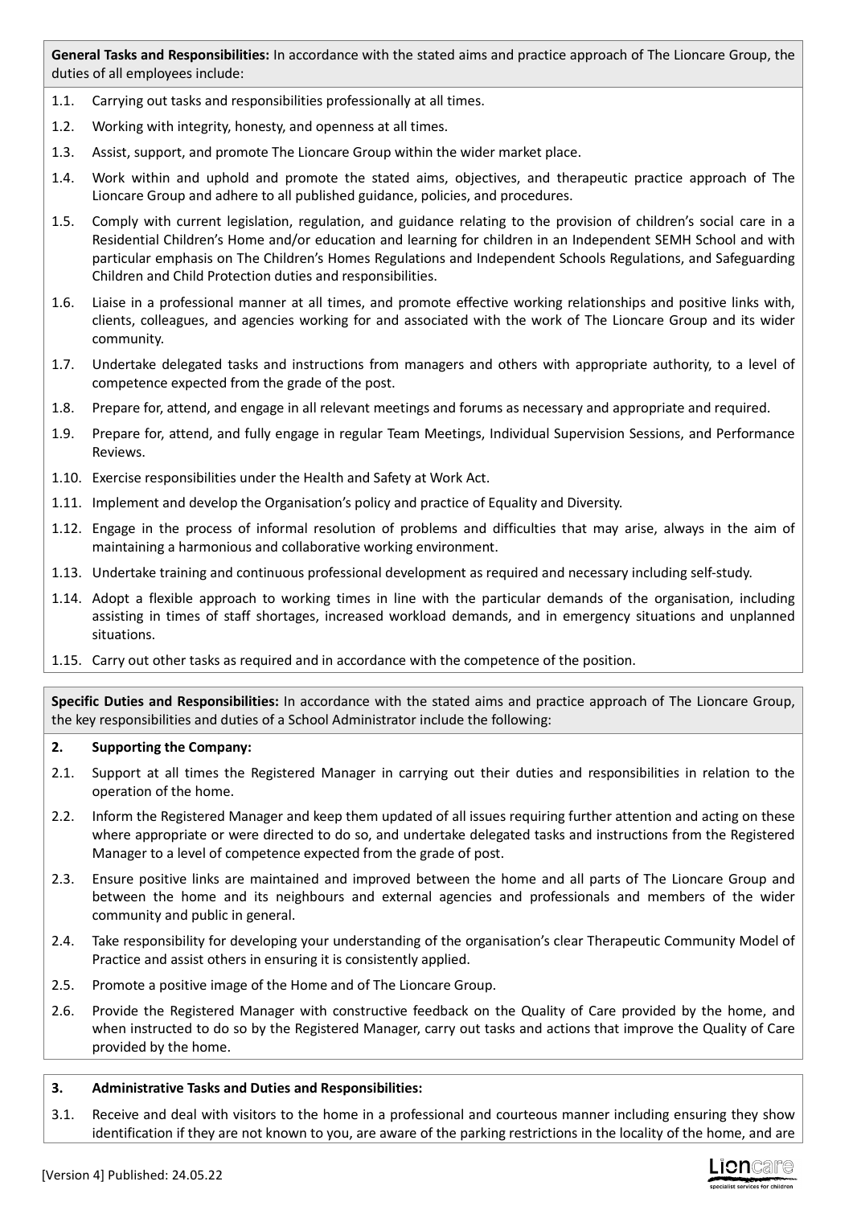**General Tasks and Responsibilities:** In accordance with the stated aims and practice approach of The Lioncare Group, the duties of all employees include:

1.1. Carrying out tasks and responsibilities professionally at all times.

1.2. Working with integrity, honesty, and openness at all times.

1.3. Assist, support, and promote The Lioncare Group within the wider market place.

1.4. Work within and uphold and promote the stated aims, objectives, and therapeutic practice approach of The Lioncare Group and adhere to all published guidance, policies, and procedures.

1.5. Comply with current legislation, regulation, and guidance relating to the provision of children's social care in a Residential Children's Home and/or education and learning for children in an Independent SEMH School and with particular emphasis on The Children's Homes Regulations and Independent Schools Regulations, and Safeguarding Children and Child Protection duties and responsibilities.

1.6. Liaise in a professional manner at all times, and promote effective working relationships and positive links with, clients, colleagues, and agencies working for and associated with the work of The Lioncare Group and its wider community.

1.7. Undertake delegated tasks and instructions from managers and others with appropriate authority, to a level of competence expected from the grade of the post.

1.8. Prepare for, attend, and engage in all relevant meetings and forums as necessary and appropriate and required.

1.9. Prepare for, attend, and fully engage in regular Team Meetings, Individual Supervision Sessions, and Performance Reviews.

1.10. Exercise responsibilities under the Health and Safety at Work Act.

1.11. Implement and develop the Organisation's policy and practice of Equality and Diversity.

1.12. Engage in the process of informal resolution of problems and difficulties that may arise, always in the aim of maintaining a harmonious and collaborative working environment.

1.13. Undertake training and continuous professional development as required and necessary including self-study.

1.14. Adopt a flexible approach to working times in line with the particular demands of the organisation, including assisting in times of staff shortages, increased workload demands, and in emergency situations and unplanned situations.

1.15. Carry out other tasks as required and in accordance with the competence of the position.

**Specific Duties and Responsibilities:** In accordance with the stated aims and practice approach of The Lioncare Group, the key responsibilities and duties of a School Administrator include the following:

**2. Supporting the Company:**

2.1. Support at all times the Registered Manager in carrying out their duties and responsibilities in relation to the operation of the home.

2.2. Inform the Registered Manager and keep them updated of all issues requiring further attention and acting on these where appropriate or were directed to do so, and undertake delegated tasks and instructions from the Registered Manager to a level of competence expected from the grade of post.

2.3. Ensure positive links are maintained and improved between the home and all parts of The Lioncare Group and between the home and its neighbours and external agencies and professionals and members of the wider community and public in general.

2.4. Take responsibility for developing your understanding of the organisation's clear Therapeutic Community Model of Practice and assist others in ensuring it is consistently applied.

2.5. Promote a positive image of the Home and of The Lioncare Group.

2.6. Provide the Registered Manager with constructive feedback on the Quality of Care provided by the home, and when instructed to do so by the Registered Manager, carry out tasks and actions that improve the Quality of Care provided by the home.

**3. Administrative Tasks and Duties and Responsibilities:**

3.1. Receive and deal with visitors to the home in a professional and courteous manner including ensuring they show identification if they are not known to you, are aware of the parking restrictions in the locality of the home, and are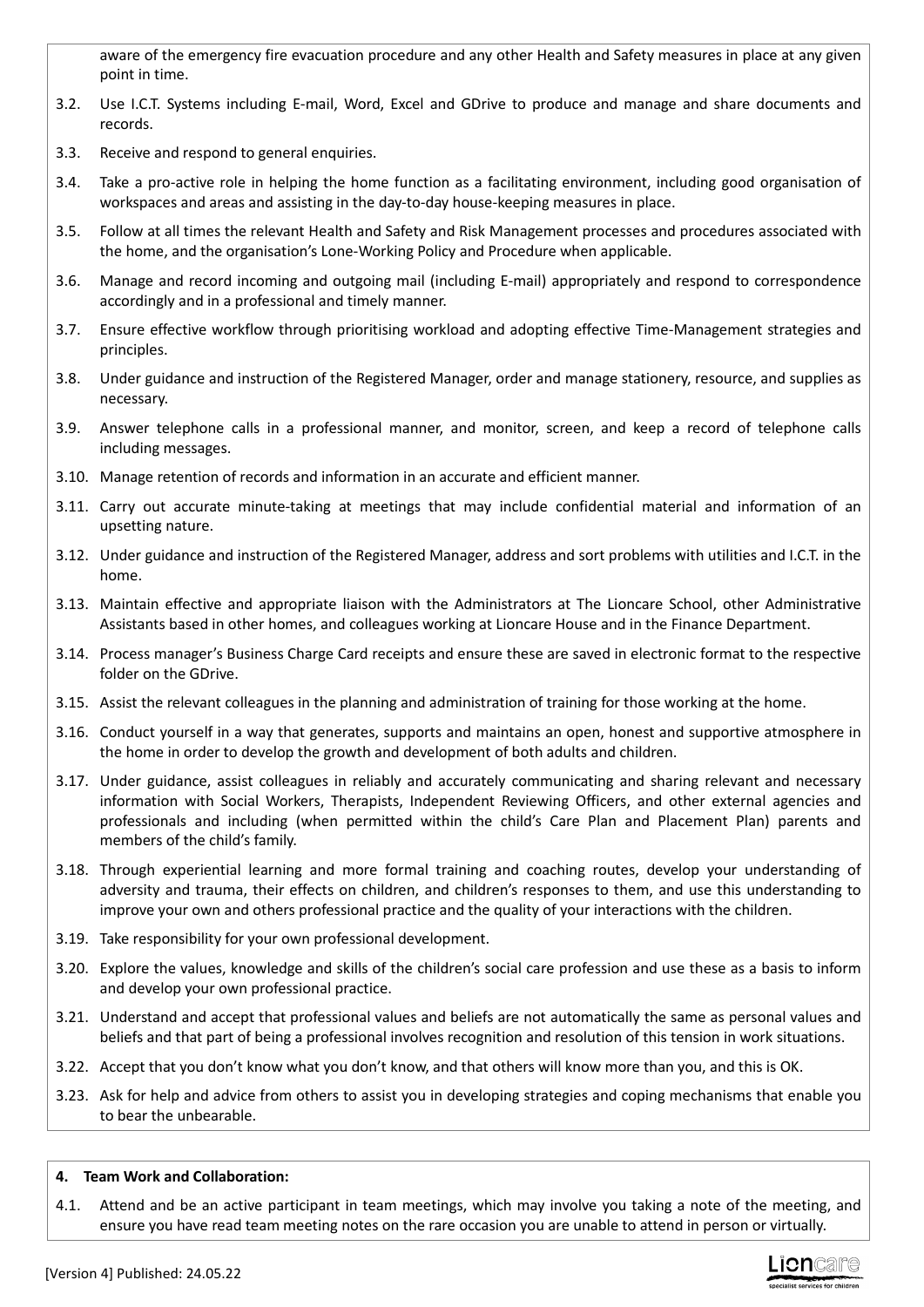aware of the emergency fire evacuation procedure and any other Health and Safety measures in place at any given point in time.

3.2. Use I.C.T. Systems including E-mail, Word, Excel and GDrive to produce and manage and share documents and records.

3.3. Receive and respond to general enquiries.

3.4. Take a pro-active role in helping the home function as a facilitating environment, including good organisation of workspaces and areas and assisting in the day-to-day house-keeping measures in place.

3.5. Follow at all times the relevant Health and Safety and Risk Management processes and procedures associated with the home, and the organisation's Lone-Working Policy and Procedure when applicable.

3.6. Manage and record incoming and outgoing mail (including E-mail) appropriately and respond to correspondence accordingly and in a professional and timely manner.

3.7. Ensure effective workflow through prioritising workload and adopting effective Time-Management strategies and principles.

3.8. Under guidance and instruction of the Registered Manager, order and manage stationery, resource, and supplies as necessary.

3.9. Answer telephone calls in a professional manner, and monitor, screen, and keep a record of telephone calls including messages.

3.10. Manage retention of records and information in an accurate and efficient manner.

3.11. Carry out accurate minute-taking at meetings that may include confidential material and information of an upsetting nature.

3.12. Under guidance and instruction of the Registered Manager, address and sort problems with utilities and I.C.T. in the home.

3.13. Maintain effective and appropriate liaison with the Administrators at The Lioncare School, other Administrative Assistants based in other homes, and colleagues working at Lioncare House and in the Finance Department.

3.14. Process manager's Business Charge Card receipts and ensure these are saved in electronic format to the respective folder on the GDrive.

3.15. Assist the relevant colleagues in the planning and administration of training for those working at the home.

3.16. Conduct yourself in a way that generates, supports and maintains an open, honest and supportive atmosphere in the home in order to develop the growth and development of both adults and children.

3.17. Under guidance, assist colleagues in reliably and accurately communicating and sharing relevant and necessary information with Social Workers, Therapists, Independent Reviewing Officers, and other external agencies and professionals and including (when permitted within the child's Care Plan and Placement Plan) parents and members of the child's family.

3.18. Through experiential learning and more formal training and coaching routes, develop your understanding of adversity and trauma, their effects on children, and children's responses to them, and use this understanding to improve your own and others professional practice and the quality of your interactions with the children.

3.19. Take responsibility for your own professional development.

3.20. Explore the values, knowledge and skills of the children's social care profession and use these as a basis to inform and develop your own professional practice.

3.21. Understand and accept that professional values and beliefs are not automatically the same as personal values and beliefs and that part of being a professional involves recognition and resolution of this tension in work situations.

3.22. Accept that you don't know what you don't know, and that others will know more than you, and this is OK.

3.23. Ask for help and advice from others to assist you in developing strategies and coping mechanisms that enable you to bear the unbearable.

**4. Team Work and Collaboration:**

4.1. Attend and be an active participant in team meetings, which may involve you taking a note of the meeting, and ensure you have read team meeting notes on the rare occasion you are unable to attend in person or virtually.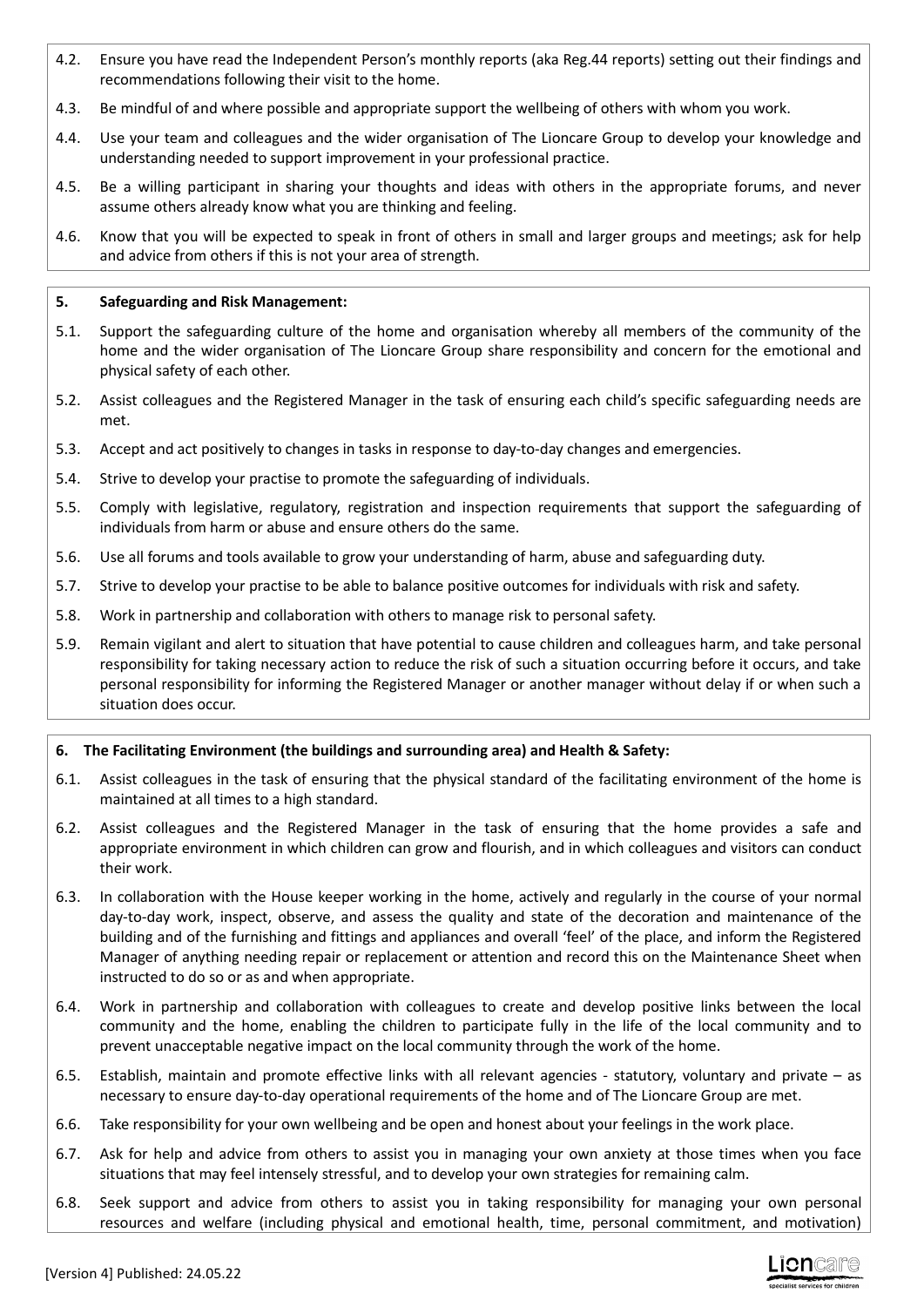4.2. Ensure you have read the Independent Person's monthly reports (aka Reg.44 reports) setting out their findings and recommendations following their visit to the home.

4.3. Be mindful of and where possible and appropriate support the wellbeing of others with whom you work.

4.4. Use your team and colleagues and the wider organisation of The Lioncare Group to develop your knowledge and understanding needed to support improvement in your professional practice.

4.5. Be a willing participant in sharing your thoughts and ideas with others in the appropriate forums, and never assume others already know what you are thinking and feeling.

4.6. Know that you will be expected to speak in front of others in small and larger groups and meetings; ask for help and advice from others if this is not your area of strength.

**5. Safeguarding and Risk Management:**

5.1. Support the safeguarding culture of the home and organisation whereby all members of the community of the home and the wider organisation of The Lioncare Group share responsibility and concern for the emotional and physical safety of each other.

5.2. Assist colleagues and the Registered Manager in the task of ensuring each child's specific safeguarding needs are met.

5.3. Accept and act positively to changes in tasks in response to day-to-day changes and emergencies.

5.4. Strive to develop your practise to promote the safeguarding of individuals.

5.5. Comply with legislative, regulatory, registration and inspection requirements that support the safeguarding of individuals from harm or abuse and ensure others do the same.

5.6. Use all forums and tools available to grow your understanding of harm, abuse and safeguarding duty.

5.7. Strive to develop your practise to be able to balance positive outcomes for individuals with risk and safety.

5.8. Work in partnership and collaboration with others to manage risk to personal safety.

5.9. Remain vigilant and alert to situation that have potential to cause children and colleagues harm, and take personal responsibility for taking necessary action to reduce the risk of such a situation occurring before it occurs, and take personal responsibility for informing the Registered Manager or another manager without delay if or when such a situation does occur.

**6. The Facilitating Environment (the buildings and surrounding area) and Health & Safety:**

6.1. Assist colleagues in the task of ensuring that the physical standard of the facilitating environment of the home is maintained at all times to a high standard.

6.2. Assist colleagues and the Registered Manager in the task of ensuring that the home provides a safe and appropriate environment in which children can grow and flourish, and in which colleagues and visitors can conduct their work.

6.3. In collaboration with the House keeper working in the home, actively and regularly in the course of your normal day-to-day work, inspect, observe, and assess the quality and state of the decoration and maintenance of the building and of the furnishing and fittings and appliances and overall 'feel' of the place, and inform the Registered Manager of anything needing repair or replacement or attention and record this on the Maintenance Sheet when instructed to do so or as and when appropriate.

6.4. Work in partnership and collaboration with colleagues to create and develop positive links between the local community and the home, enabling the children to participate fully in the life of the local community and to prevent unacceptable negative impact on the local community through the work of the home.

6.5. Establish, maintain and promote effective links with all relevant agencies - statutory, voluntary and private – as necessary to ensure day-to-day operational requirements of the home and of The Lioncare Group are met.

6.6. Take responsibility for your own wellbeing and be open and honest about your feelings in the work place.

6.7. Ask for help and advice from others to assist you in managing your own anxiety at those times when you face situations that may feel intensely stressful, and to develop your own strategies for remaining calm.

6.8. Seek support and advice from others to assist you in taking responsibility for managing your own personal resources and welfare (including physical and emotional health, time, personal commitment, and motivation)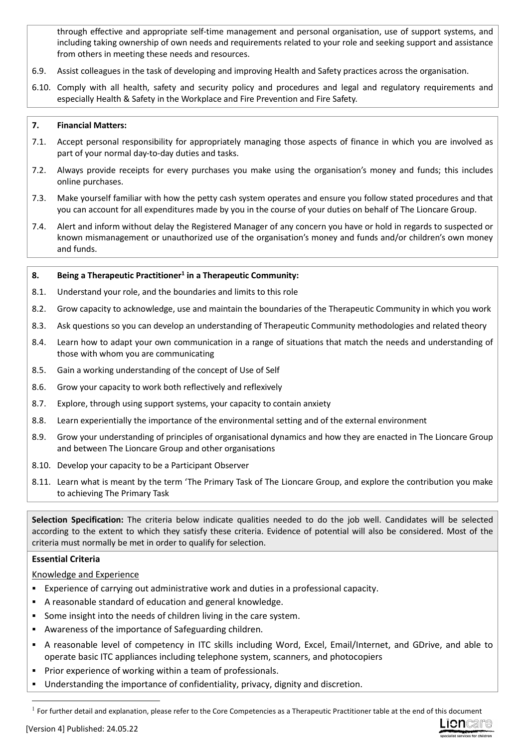through effective and appropriate self-time management and personal organisation, use of support systems, and including taking ownership of own needs and requirements related to your role and seeking support and assistance from others in meeting these needs and resources.

6.9. Assist colleagues in the task of developing and improving Health and Safety practices across the organisation.

6.10. Comply with all health, safety and security policy and procedures and legal and regulatory requirements and especially Health & Safety in the Workplace and Fire Prevention and Fire Safety.

**7. Financial Matters:**

7.1. Accept personal responsibility for appropriately managing those aspects of finance in which you are involved as part of your normal day-to-day duties and tasks.

7.2. Always provide receipts for every purchases you make using the organisation's money and funds; this includes online purchases.

7.3. Make yourself familiar with how the petty cash system operates and ensure you follow stated procedures and that you can account for all expenditures made by you in the course of your duties on behalf of The Lioncare Group.

7.4. Alert and inform without delay the Registered Manager of any concern you have or hold in regards to suspected or known mismanagement or unauthorized use of the organisation's money and funds and/or children's own money and funds.

**8. Being a Therapeutic Practitioner[1] in a Therapeutic Community:**

8.1. Understand your role, and the boundaries and limits to this role

8.2. Grow capacity to acknowledge, use and maintain the boundaries of the Therapeutic Community in which you work

8.3. Ask questions so you can develop an understanding of Therapeutic Community methodologies and related theory

8.4. Learn how to adapt your own communication in a range of situations that match the needs and understanding of those with whom you are communicating

8.5. Gain a working understanding of the concept of Use of Self

8.6. Grow your capacity to work both reflectively and reflexively

8.7. Explore, through using support systems, your capacity to contain anxiety

8.8. Learn experientially the importance of the environmental setting and of the external environment

8.9. Grow your understanding of principles of organisational dynamics and how they are enacted in The Lioncare Group and between The Lioncare Group and other organisations

8.10. Develop your capacity to be a Participant Observer

8.11. Learn what is meant by the term 'The Primary Task of The Lioncare Group, and explore the contribution you make to achieving The Primary Task

**Selection Specification:** The criteria below indicate qualities needed to do the job well. Candidates will be selected according to the extent to which they satisfy these criteria. Evidence of potential will also be considered. Most of the criteria must normally be met in order to qualify for selection.

**Essential Criteria**

Knowledge and Experience

- Experience of carrying out administrative work and duties in a professional capacity.
- A reasonable standard of education and general knowledge.
- Some insight into the needs of children living in the care system.
- Awareness of the importance of Safeguarding children.
- A reasonable level of competency in ITC skills including Word, Excel, Email/Internet, and GDrive, and able to operate basic ITC appliances including telephone system, scanners, and photocopiers
- Prior experience of working within a team of professionals.
- Understanding the importance of confidentiality, privacy, dignity and discretion.

[1] For further detail and explanation, please refer to the Core Competencies as a Therapeutic Practitioner table at the end of this document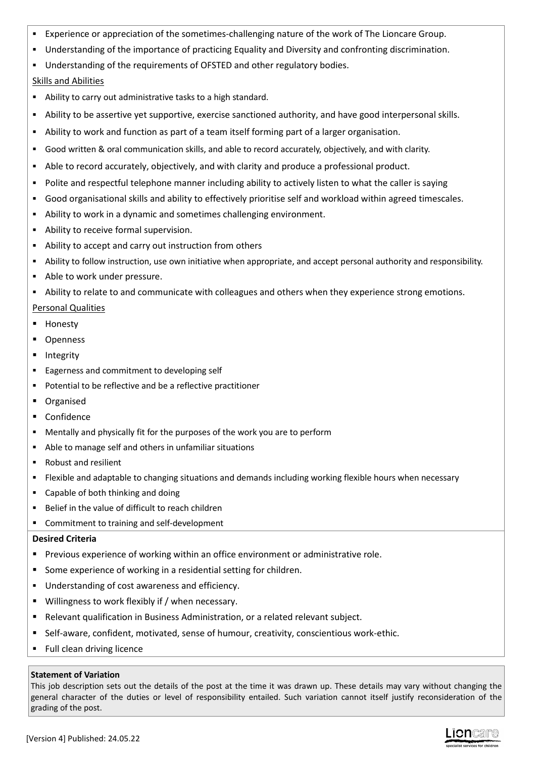- Experience or appreciation of the sometimes-challenging nature of the work of The Lioncare Group.
- Understanding of the importance of practicing Equality and Diversity and confronting discrimination.
- Understanding of the requirements of OFSTED and other regulatory bodies.

Skills and Abilities

- Ability to carry out administrative tasks to a high standard.
- Ability to be assertive yet supportive, exercise sanctioned authority, and have good interpersonal skills.
- Ability to work and function as part of a team itself forming part of a larger organisation.
- Good written & oral communication skills, and able to record accurately, objectively, and with clarity.
- Able to record accurately, objectively, and with clarity and produce a professional product.
- Polite and respectful telephone manner including ability to actively listen to what the caller is saying
- Good organisational skills and ability to effectively prioritise self and workload within agreed timescales.
- Ability to work in a dynamic and sometimes challenging environment.
- Ability to receive formal supervision.
- Ability to accept and carry out instruction from others
- Ability to follow instruction, use own initiative when appropriate, and accept personal authority and responsibility.
- Able to work under pressure.
- Ability to relate to and communicate with colleagues and others when they experience strong emotions.

Personal Qualities

- Honesty
- Openness
- Integrity
- Eagerness and commitment to developing self
- Potential to be reflective and be a reflective practitioner
- Organised
- Confidence
- Mentally and physically fit for the purposes of the work you are to perform
- Able to manage self and others in unfamiliar situations
- Robust and resilient
- Flexible and adaptable to changing situations and demands including working flexible hours when necessary
- Capable of both thinking and doing
- Belief in the value of difficult to reach children
- Commitment to training and self-development

**Desired Criteria**

- Previous experience of working within an office environment or administrative role.
- Some experience of working in a residential setting for children.
- Understanding of cost awareness and efficiency.
- Willingness to work flexibly if / when necessary.
- Relevant qualification in Business Administration, or a related relevant subject.
- Self-aware, confident, motivated, sense of humour, creativity, conscientious work-ethic.
- Full clean driving licence

**Statement of Variation**

This job description sets out the details of the post at the time it was drawn up. These details may vary without changing the general character of the duties or level of responsibility entailed. Such variation cannot itself justify reconsideration of the grading of the post.

[Version 4] Published: 24.05.22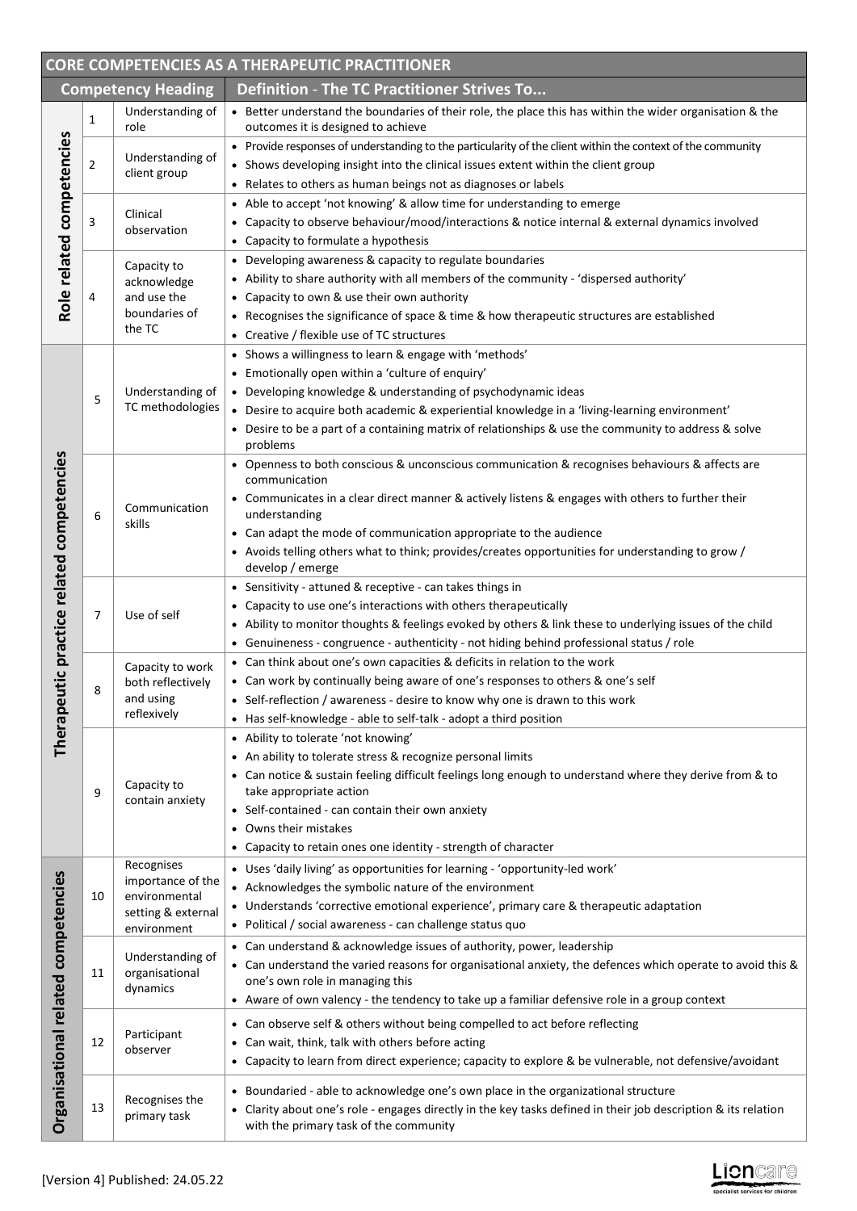| CORE COMPETENCIES AS A THERAPEUTIC PRACTITIONER | | | |
|---|---|---|---|
| **Competency Heading** | | | **Definition - The TC Practitioner Strives To...** |
| Role related competencies | 1 | Understanding of role | • Better understand the boundaries of their role, the place this has within the wider organisation & the outcomes it is designed to achieve |
| | 2 | Understanding of client group | • Provide responses of understanding to the particularity of the client within the context of the community<br>• Shows developing insight into the clinical issues extent within the client group<br>• Relates to others as human beings not as diagnoses or labels |
| | 3 | Clinical observation | • Able to accept 'not knowing' & allow time for understanding to emerge<br>• Capacity to observe behaviour/mood/interactions & notice internal & external dynamics involved<br>• Capacity to formulate a hypothesis |
| | 4 | Capacity to acknowledge and use the boundaries of the TC | • Developing awareness & capacity to regulate boundaries<br>• Ability to share authority with all members of the community - 'dispersed authority'<br>• Capacity to own & use their own authority<br>• Recognises the significance of space & time & how therapeutic structures are established<br>• Creative / flexible use of TC structures |
| Therapeutic practice related competencies | 5 | Understanding of TC methodologies | • Shows a willingness to learn & engage with 'methods'<br>• Emotionally open within a 'culture of enquiry'<br>• Developing knowledge & understanding of psychodynamic ideas<br>• Desire to acquire both academic & experiential knowledge in a 'living-learning environment'<br>• Desire to be a part of a containing matrix of relationships & use the community to address & solve problems |
| | 6 | Communication skills | • Openness to both conscious & unconscious communication & recognises behaviours & affects are communication<br>• Communicates in a clear direct manner & actively listens & engages with others to further their understanding<br>• Can adapt the mode of communication appropriate to the audience<br>• Avoids telling others what to think; provides/creates opportunities for understanding to grow / develop / emerge |
| | 7 | Use of self | • Sensitivity - attuned & receptive - can takes things in<br>• Capacity to use one's interactions with others therapeutically<br>• Ability to monitor thoughts & feelings evoked by others & link these to underlying issues of the child<br>• Genuineness - congruence - authenticity - not hiding behind professional status / role |
| | 8 | Capacity to work both reflectively and using reflexively | • Can think about one's own capacities & deficits in relation to the work<br>• Can work by continually being aware of one's responses to others & one's self<br>• Self-reflection / awareness - desire to know why one is drawn to this work<br>• Has self-knowledge - able to self-talk - adopt a third position |
| | 9 | Capacity to contain anxiety | • Ability to tolerate 'not knowing'<br>• An ability to tolerate stress & recognize personal limits<br>• Can notice & sustain feeling difficult feelings long enough to understand where they derive from & to take appropriate action<br>• Self-contained - can contain their own anxiety<br>• Owns their mistakes<br>• Capacity to retain ones one identity - strength of character |
| Organisational related competencies | 10 | Recognises importance of the environmental setting & external environment | • Uses 'daily living' as opportunities for learning - 'opportunity-led work'<br>• Acknowledges the symbolic nature of the environment<br>• Understands 'corrective emotional experience', primary care & therapeutic adaptation<br>• Political / social awareness - can challenge status quo |
| | 11 | Understanding of organisational dynamics | • Can understand & acknowledge issues of authority, power, leadership<br>• Can understand the varied reasons for organisational anxiety, the defences which operate to avoid this & one's own role in managing this<br>• Aware of own valency - the tendency to take up a familiar defensive role in a group context |
| | 12 | Participant observer | • Can observe self & others without being compelled to act before reflecting<br>• Can wait, think, talk with others before acting<br>• Capacity to learn from direct experience; capacity to explore & be vulnerable, not defensive/avoidant |
| | 13 | Recognises the primary task | • Boundaried - able to acknowledge one's own place in the organizational structure<br>• Clarity about one's role - engages directly in the key tasks defined in their job description & its relation with the primary task of the community |

[Version 4] Published: 24.05.22